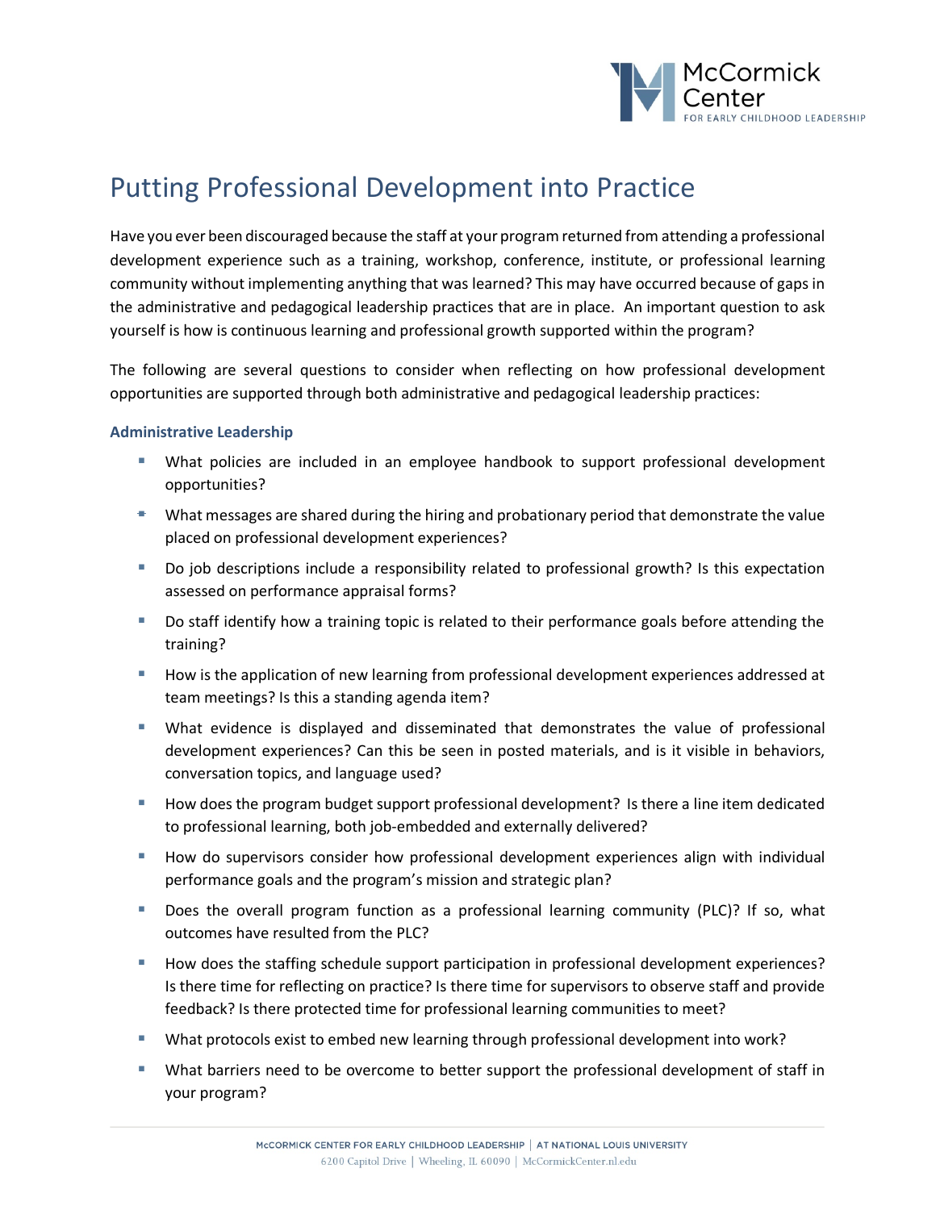# Putting Professional Development into Practice

Have you ever been discouraged because the staff at your program returned from attending a professional development experience such as a training, workshop, conference, institute, or professional learning community without implementing anything that was learned? This may have occurred because of gaps in the administrative and pedagogical leadership practices that are in place. An important question to ask yourself is how is continuous learning and professional growth supported within the program?

The following are several questions to consider when reflecting on how professional development opportunities are supported through both administrative and pedagogical leadership practices:

### Administrative Leadership

- What policies are included in an employee handbook to support professional development opportunities?
- What messages are shared during the hiring and probationary period that demonstrate the value placed on professional development experiences?
- Do job descriptions include a responsibility related to professional growth? Is this expectation assessed on performance appraisal forms?
- Do staff identify how a training topic is related to their performance goals before attending the training?
- How is the application of new learning from professional development experiences addressed at team meetings? Is this a standing agenda item?
- What evidence is displayed and disseminated that demonstrates the value of professional development experiences? Can this be seen in posted materials, and is it visible in behaviors, conversation topics, and language used?
- How does the program budget support professional development? Is there a line item dedicated to professional learning, both job-embedded and externally delivered?
- How do supervisors consider how professional development experiences align with individual performance goals and the program's mission and strategic plan?
- Does the overall program function as a professional learning community (PLC)? If so, what outcomes have resulted from the PLC?
- How does the staffing schedule support participation in professional development experiences? Is there time for reflecting on practice? Is there time for supervisors to observe staff and provide feedback? Is there protected time for professional learning communities to meet?
- What protocols exist to embed new learning through professional development into work?
- What barriers need to be overcome to better support the professional development of staff in your program?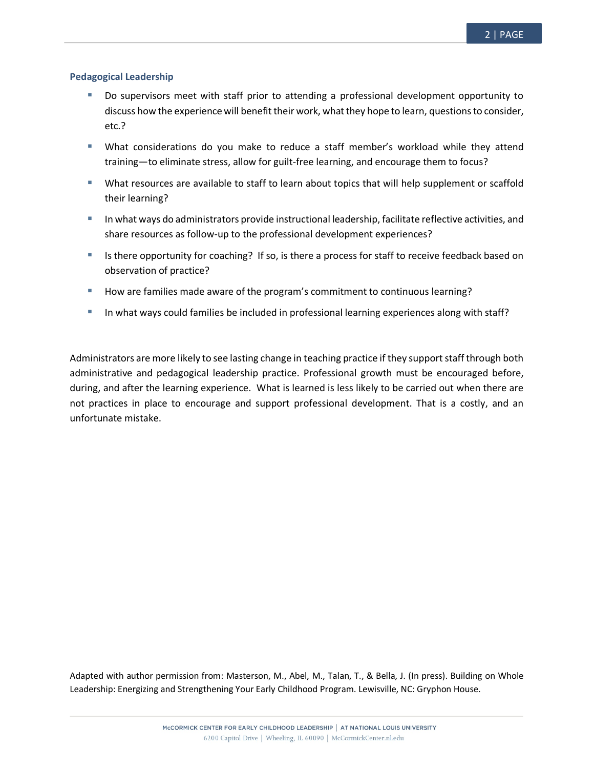### Pedagogical Leadership

- Do supervisors meet with staff prior to attending a professional development opportunity to discuss how the experience will benefit their work, what they hope to learn, questions to consider, etc.?
- What considerations do you make to reduce a staff member's workload while they attend training—to eliminate stress, allow for guilt-free learning, and encourage them to focus?
- What resources are available to staff to learn about topics that will help supplement or scaffold their learning?
- In what ways do administrators provide instructional leadership, facilitate reflective activities, and share resources as follow-up to the professional development experiences?
- Is there opportunity for coaching? If so, is there a process for staff to receive feedback based on observation of practice?
- How are families made aware of the program's commitment to continuous learning?
- In what ways could families be included in professional learning experiences along with staff?

Administrators are more likely to see lasting change in teaching practice if they support staff through both administrative and pedagogical leadership practice. Professional growth must be encouraged before, during, and after the learning experience. What is learned is less likely to be carried out when there are not practices in place to encourage and support professional development. That is a costly, and an unfortunate mistake.

Adapted with author permission from: Masterson, M., Abel, M., Talan, T., & Bella, J. (In press). Building on Whole Leadership: Energizing and Strengthening Your Early Childhood Program. Lewisville, NC: Gryphon House.